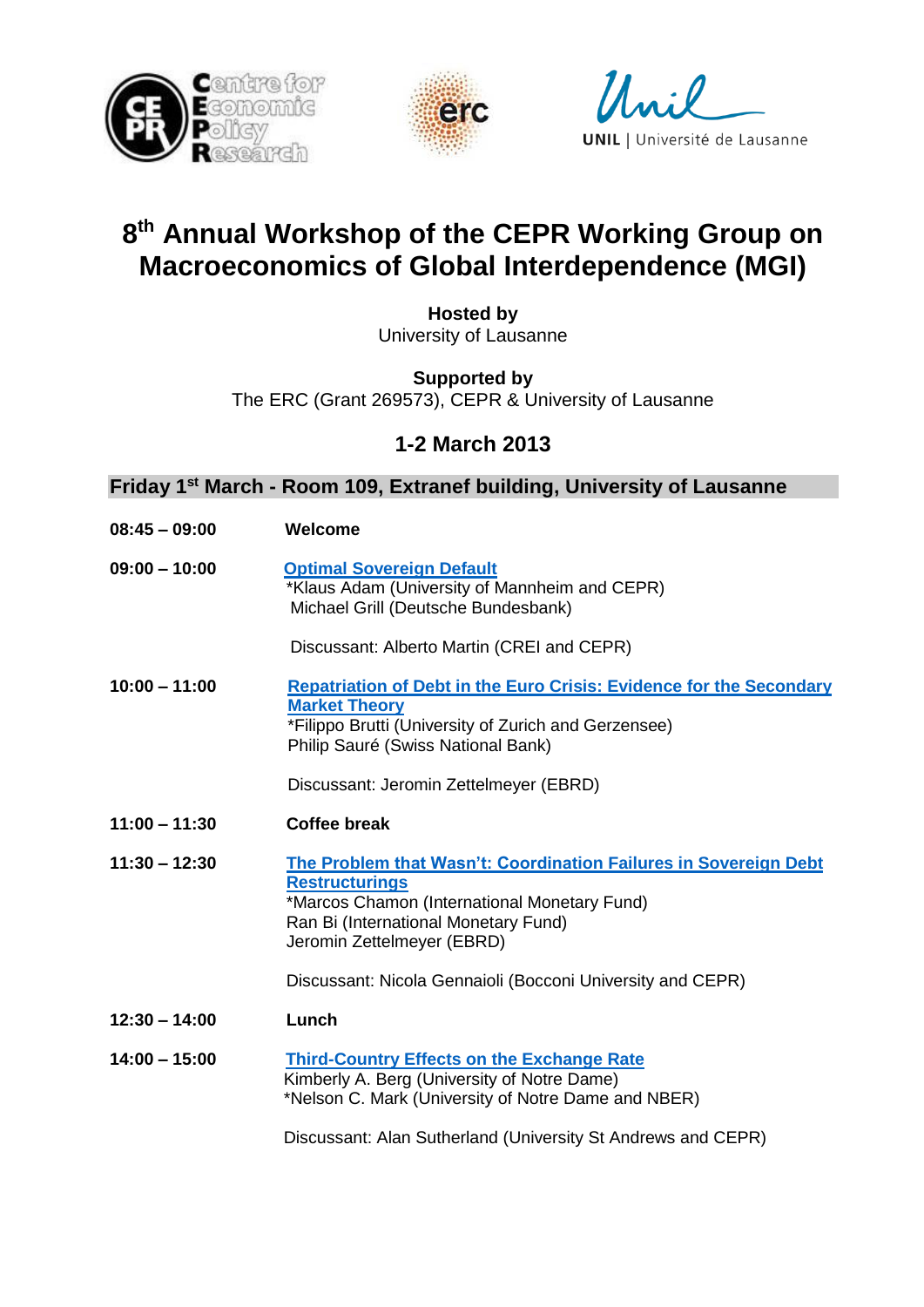# 8th Annual Workshop of the CEPR Working Group on Macroeconomics of Global Interdependence (MGI)

**Hosted by**
University of Lausanne

**Supported by**
The ERC (Grant 269573), CEPR & University of Lausanne

## 1-2 March 2013

### Friday 1st March - Room 109, Extranef building, University of Lausanne

**08:45 – 09:00** **Welcome**

**09:00 – 10:00** **Optimal Sovereign Default**
*Klaus Adam (University of Mannheim and CEPR)
Michael Grill (Deutsche Bundesbank)

Discussant: Alberto Martin (CREI and CEPR)

**10:00 – 11:00** **Repatriation of Debt in the Euro Crisis: Evidence for the Secondary Market Theory**
*Filippo Brutti (University of Zurich and Gerzensee)
Philip Sauré (Swiss National Bank)

Discussant: Jeromin Zettelmeyer (EBRD)

**11:00 – 11:30** **Coffee break**

**11:30 – 12:30** **The Problem that Wasn't: Coordination Failures in Sovereign Debt Restructurings**
*Marcos Chamon (International Monetary Fund)
Ran Bi (International Monetary Fund)
Jeromin Zettelmeyer (EBRD)

Discussant: Nicola Gennaioli (Bocconi University and CEPR)

**12:30 – 14:00** **Lunch**

**14:00 – 15:00** **Third-Country Effects on the Exchange Rate**
Kimberly A. Berg (University of Notre Dame)
*Nelson C. Mark (University of Notre Dame and NBER)

Discussant: Alan Sutherland (University St Andrews and CEPR)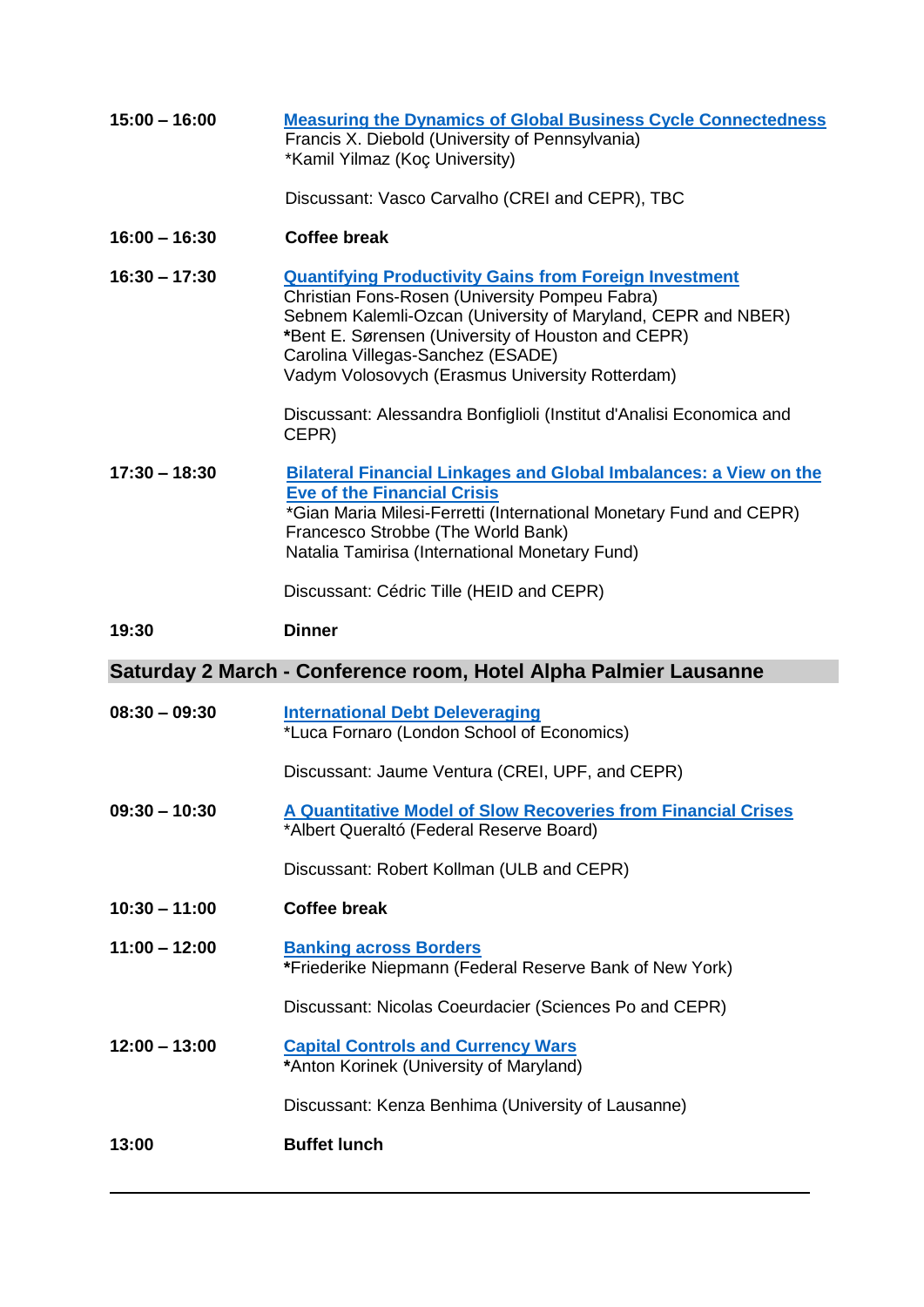**15:00 – 16:00** [Measuring the Dynamics of Global Business Cycle Connectedness]
Francis X. Diebold (University of Pennsylvania)
*Kamil Yilmaz (Koç University)

Discussant: Vasco Carvalho (CREI and CEPR), TBC

**16:00 – 16:30** **Coffee break**

**16:30 – 17:30** [Quantifying Productivity Gains from Foreign Investment]
Christian Fons-Rosen (University Pompeu Fabra)
Sebnem Kalemli-Ozcan (University of Maryland, CEPR and NBER)
**\***Bent E. Sørensen (University of Houston and CEPR)
Carolina Villegas-Sanchez (ESADE)
Vadym Volosovych (Erasmus University Rotterdam)

Discussant: Alessandra Bonfiglioli (Institut d'Analisi Economica and CEPR)

**17:30 – 18:30** [Bilateral Financial Linkages and Global Imbalances: a View on the Eve of the Financial Crisis]
*Gian Maria Milesi-Ferretti (International Monetary Fund and CEPR)
Francesco Strobbe (The World Bank)
Natalia Tamirisa (International Monetary Fund)

Discussant: Cédric Tille (HEID and CEPR)

**19:30** **Dinner**

## Saturday 2 March - Conference room, Hotel Alpha Palmier Lausanne

**08:30 – 09:30** [International Debt Deleveraging]
*Luca Fornaro (London School of Economics)

Discussant: Jaume Ventura (CREI, UPF, and CEPR)

**09:30 – 10:30** [A Quantitative Model of Slow Recoveries from Financial Crises]
*Albert Queraltó (Federal Reserve Board)

Discussant: Robert Kollman (ULB and CEPR)

**10:30 – 11:00** **Coffee break**

**11:00 – 12:00** [Banking across Borders]
**\***Friederike Niepmann (Federal Reserve Bank of New York)

Discussant: Nicolas Coeurdacier (Sciences Po and CEPR)

**12:00 – 13:00** [Capital Controls and Currency Wars]
**\***Anton Korinek (University of Maryland)

Discussant: Kenza Benhima (University of Lausanne)

**13:00** **Buffet lunch**

---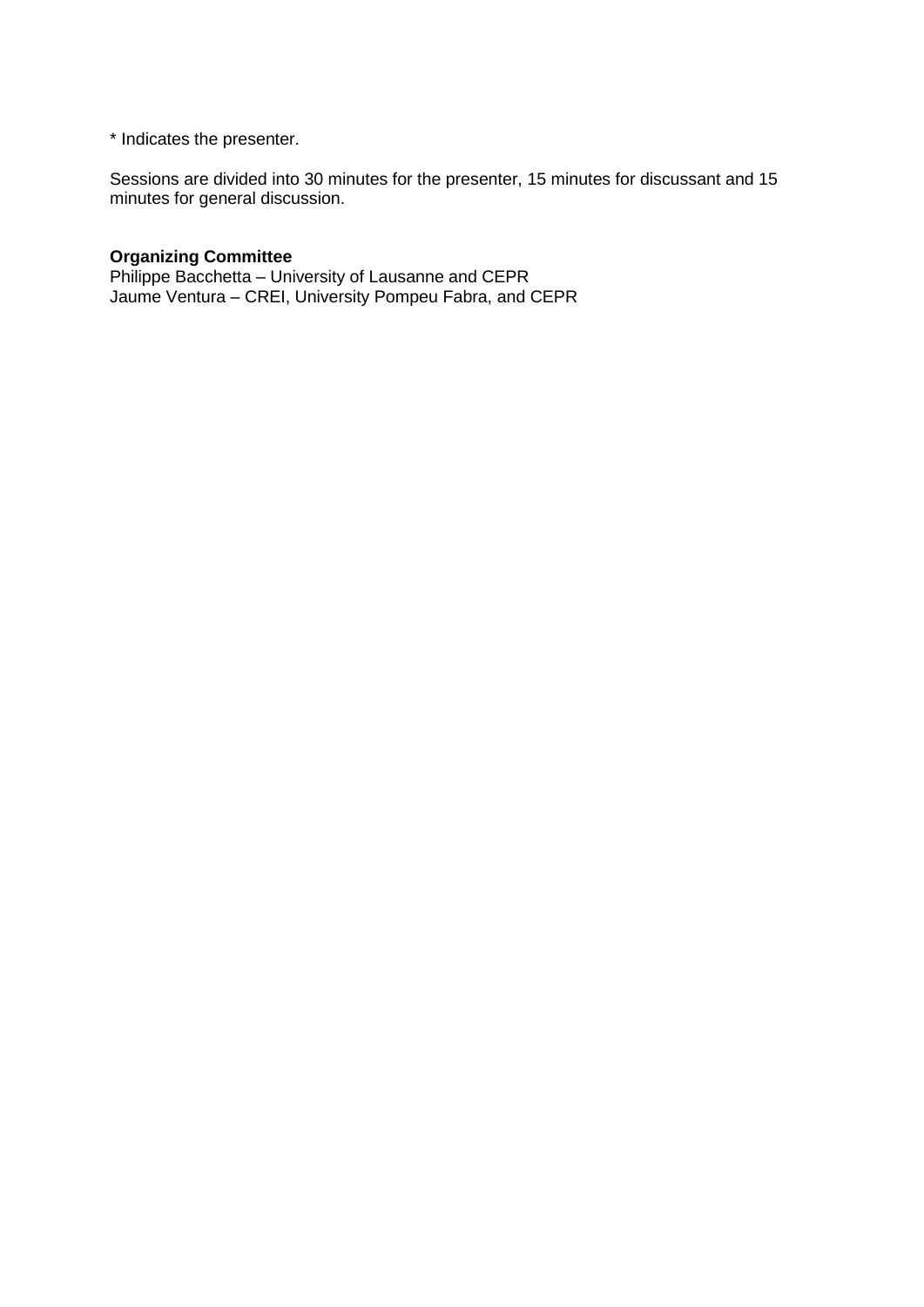* Indicates the presenter.

Sessions are divided into 30 minutes for the presenter, 15 minutes for discussant and 15 minutes for general discussion.

**Organizing Committee**
Philippe Bacchetta – University of Lausanne and CEPR
Jaume Ventura – CREI, University Pompeu Fabra, and CEPR